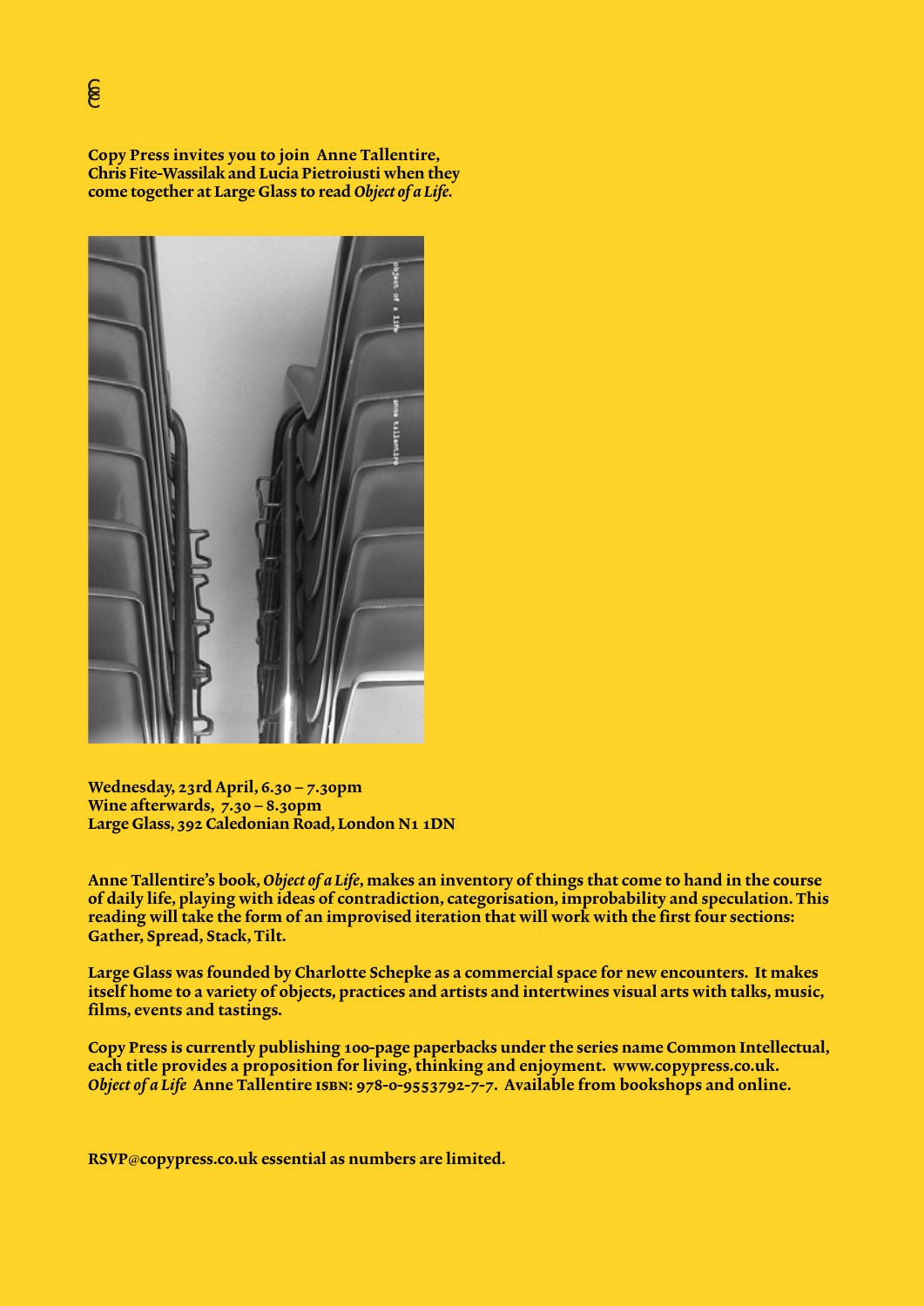**Copy Press invites you to join Anne Tallentire, Chris Fite-Wassilak and Lucia Pietroiusti when they come together at Large Glass to read *Object of a Life*.**

**Wednesday, 23rd April, 6.30 – 7.30pm**
**Wine afterwards, 7.30 – 8.30pm**
**Large Glass, 392 Caledonian Road, London N1 1DN**

**Anne Tallentire's book, *Object of a Life*, makes an inventory of things that come to hand in the course of daily life, playing with ideas of contradiction, categorisation, improbability and speculation. This reading will take the form of an improvised iteration that will work with the first four sections: Gather, Spread, Stack, Tilt.**

**Large Glass was founded by Charlotte Schepke as a commercial space for new encounters. It makes itself home to a variety of objects, practices and artists and intertwines visual arts with talks, music, films, events and tastings.**

**Copy Press is currently publishing 100-page paperbacks under the series name Common Intellectual, each title provides a proposition for living, thinking and enjoyment. www.copypress.co.uk.**
***Object of a Life* Anne Tallentire ISBN: 978-0-9553792-7-7. Available from bookshops and online.**

**RSVP@copypress.co.uk essential as numbers are limited.**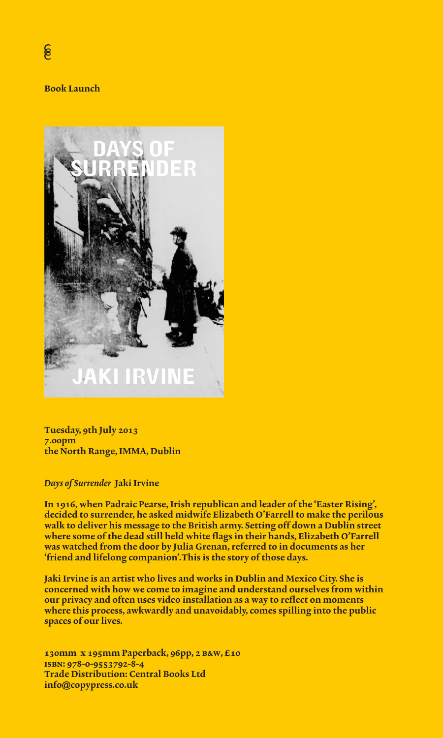**Book Launch**

DAYS OF SURRENDER

JAKI IRVINE

**Tuesday, 9th July 2013**
**7.00pm**
**the North Range, IMMA, Dublin**

***Days of Surrender*** **Jaki Irvine**

**In 1916, when Padraic Pearse, Irish republican and leader of the 'Easter Rising', decided to surrender, he asked midwife Elizabeth O'Farrell to make the perilous walk to deliver his message to the British army. Setting off down a Dublin street where some of the dead still held white flags in their hands, Elizabeth O'Farrell was watched from the door by Julia Grenan, referred to in documents as her 'friend and lifelong companion'. This is the story of those days.**

**Jaki Irvine is an artist who lives and works in Dublin and Mexico City. She is concerned with how we come to imagine and understand ourselves from within our privacy and often uses video installation as a way to reflect on moments where this process, awkwardly and unavoidably, comes spilling into the public spaces of our lives.**

**130mm x 195mm Paperback, 96pp, 2 B&W, £10**
**ISBN: 978-0-9553792-8-4**
**Trade Distribution: Central Books Ltd**
**info@copypress.co.uk**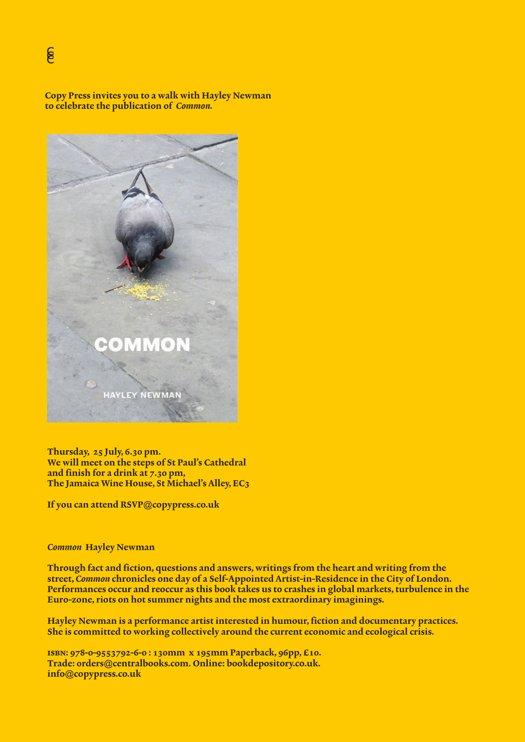Copy Press invites you to a walk with Hayley Newman to celebrate the publication of *Common.*

Thursday, 25 July, 6.30 pm.
We will meet on the steps of St Paul's Cathedral and finish for a drink at 7.30 pm,
The Jamaica Wine House, St Michael's Alley, EC3

If you can attend RSVP@copypress.co.uk

*Common* Hayley Newman

Through fact and fiction, questions and answers, writings from the heart and writing from the street, *Common* chronicles one day of a Self-Appointed Artist-in-Residence in the City of London. Performances occur and reoccur as this book takes us to crashes in global markets, turbulence in the Euro-zone, riots on hot summer nights and the most extraordinary imaginings.

Hayley Newman is a performance artist interested in humour, fiction and documentary practices. She is committed to working collectively around the current economic and ecological crisis.

ISBN: 978-0-9553792-6-0 : 130mm x 195mm Paperback, 96pp, £10.
Trade: orders@centralbooks.com. Online: bookdepository.co.uk.
info@copypress.co.uk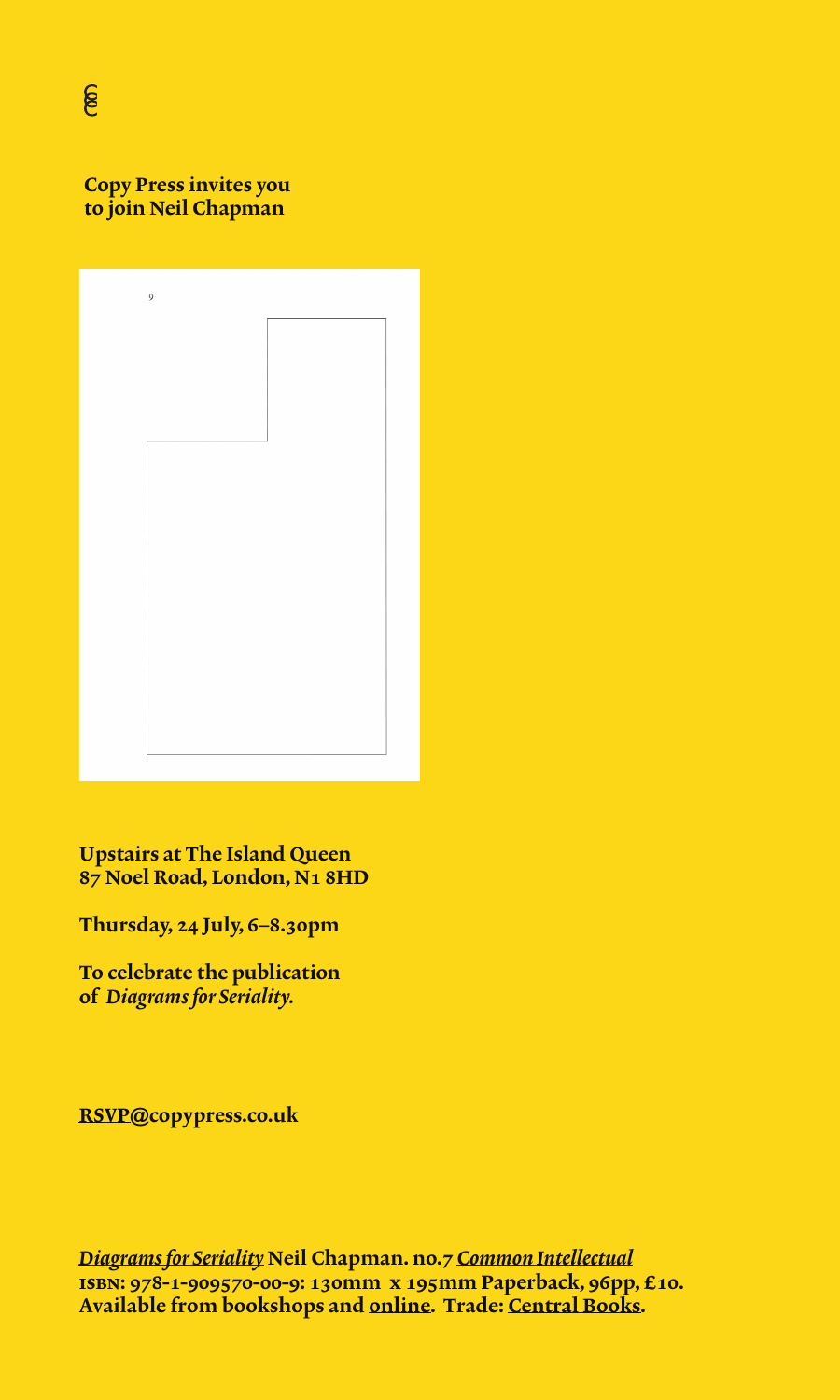**Copy Press invites you to join Neil Chapman**

**Upstairs at The Island Queen**
**87 Noel Road, London, N1 8HD**

**Thursday, 24 July, 6–8.30pm**

**To celebrate the publication of *Diagrams for Seriality*.**

**RSVP@copypress.co.uk**

***Diagrams for Seriality*** **Neil Chapman. no.7** ***Common Intellectual***
**ISBN: 978-1-909570-00-9: 130mm x 195mm Paperback, 96pp, £10.**
**Available from bookshops and online. Trade: Central Books.**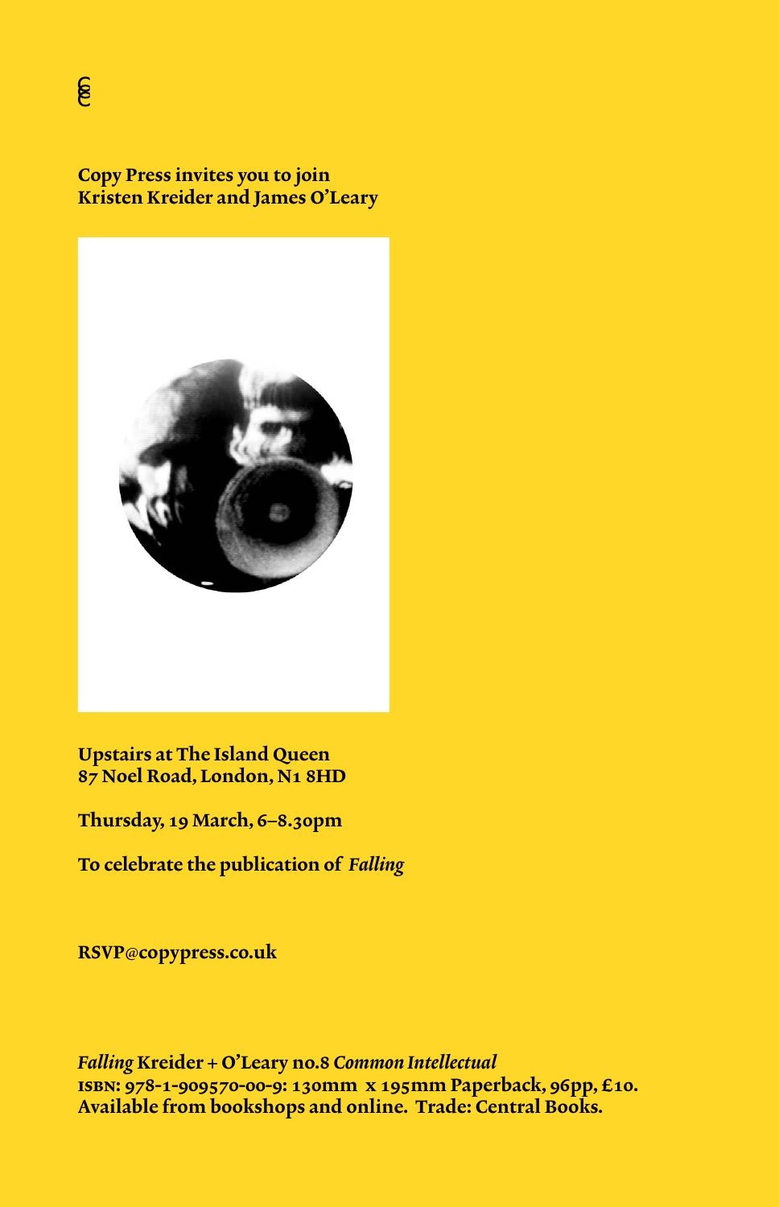**Copy Press invites you to join**
**Kristen Kreider and James O'Leary**

**Upstairs at The Island Queen**
**87 Noel Road, London, N1 8HD**

**Thursday, 19 March, 6–8.30pm**

**To celebrate the publication of** ***Falling***

**RSVP@copypress.co.uk**

***Falling*** **Kreider + O'Leary no.8** ***Common Intellectual***
**ISBN: 978-1-909570-00-9: 130mm x 195mm Paperback, 96pp, £10.**
**Available from bookshops and online. Trade: Central Books.**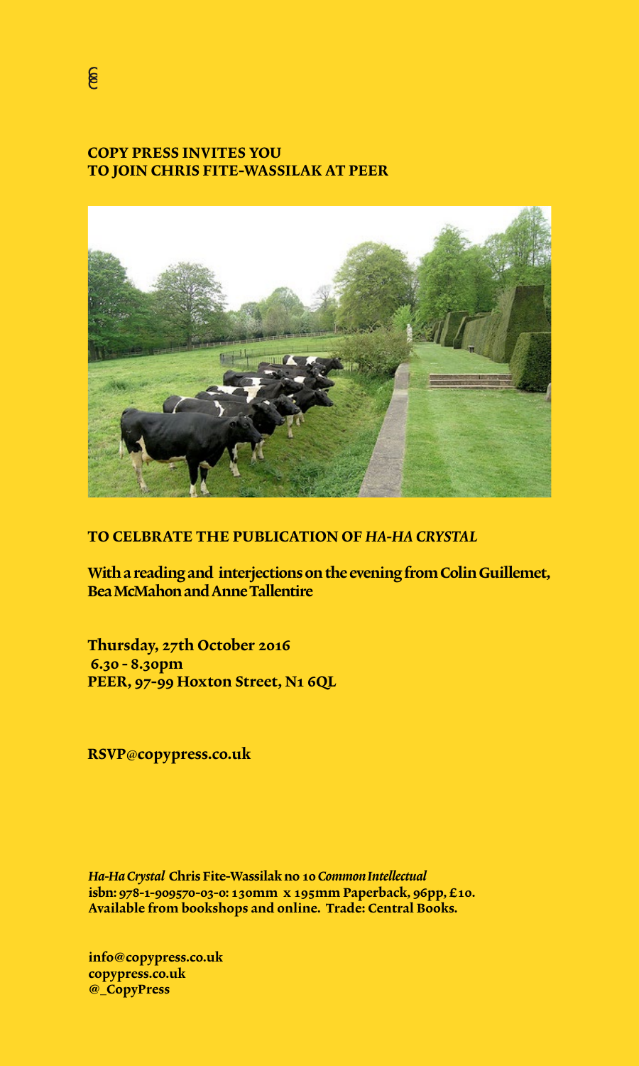**COPY PRESS INVITES YOU**
**TO JOIN CHRIS FITE-WASSILAK AT PEER**

**TO CELBRATE THE PUBLICATION OF *HA-HA CRYSTAL***

**With a reading and interjections on the evening from Colin Guillemet, Bea McMahon and Anne Tallentire**

**Thursday, 27th October 2016**
**6.30 - 8.30pm**
**PEER, 97-99 Hoxton Street, N1 6QL**

**RSVP@copypress.co.uk**

***Ha-Ha Crystal* Chris Fite-Wassilak no 10 *Common Intellectual***
**isbn: 978-1-909570-03-0: 130mm x 195mm Paperback, 96pp, £10.**
**Available from bookshops and online. Trade: Central Books.**

**info@copypress.co.uk**
**copypress.co.uk**
**@_CopyPress**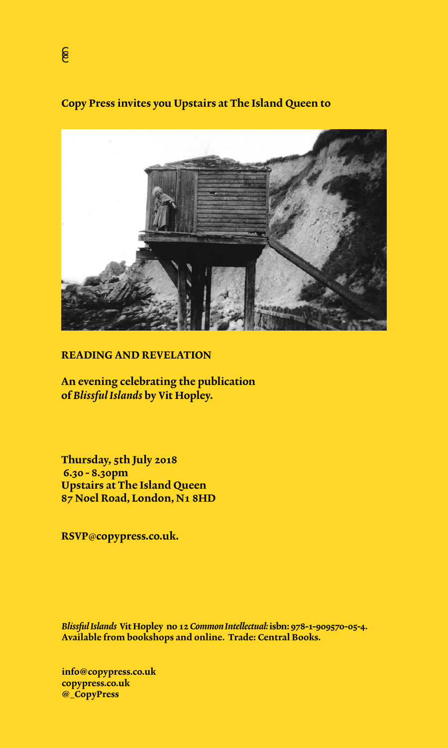**Copy Press invites you Upstairs at The Island Queen to**

## READING AND REVELATION

**An evening celebrating the publication of *Blissful Islands* by Vit Hopley.**

**Thursday, 5th July 2018**
**6.30 - 8.30pm**
**Upstairs at The Island Queen**
**87 Noel Road, London, N1 8HD**

**RSVP@copypress.co.uk.**

***Blissful Islands*** **Vit Hopley no 12 *Common Intellectual*: isbn: 978-1-909570-05-4.**
**Available from bookshops and online. Trade: Central Books.**

**info@copypress.co.uk**
**copypress.co.uk**
**@_CopyPress**